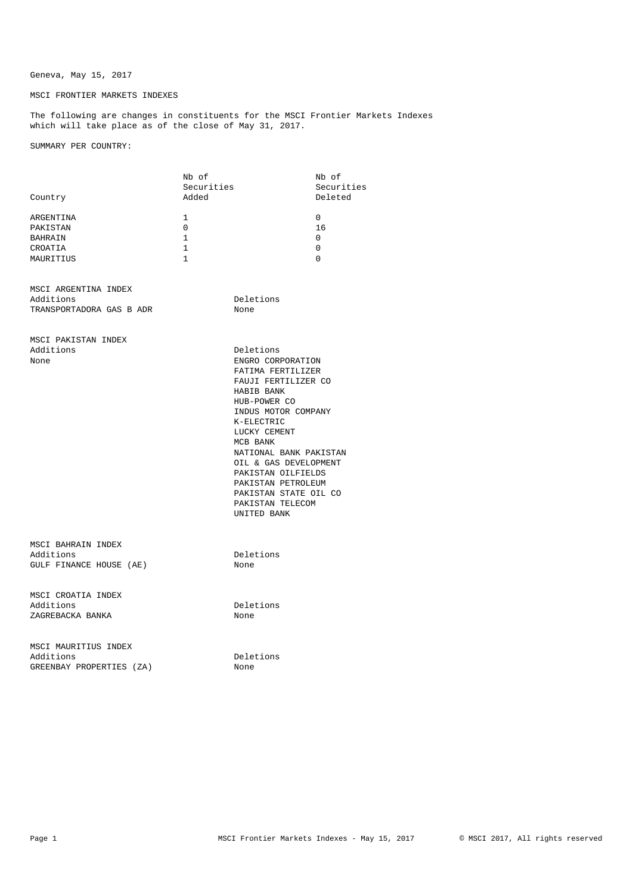Geneva, May 15, 2017

MSCI FRONTIER MARKETS INDEXES

The following are changes in constituents for the MSCI Frontier Markets Indexes which will take place as of the close of May 31, 2017.

SUMMARY PER COUNTRY:

| Country | Nb of Securities Added | Nb of Securities Deleted |
|---|---|---|
| ARGENTINA | 1 | 0 |
| PAKISTAN | 0 | 16 |
| BAHRAIN | 1 | 0 |
| CROATIA | 1 | 0 |
| MAURITIUS | 1 | 0 |

MSCI ARGENTINA INDEX

| Additions | Deletions |
|---|---|
| TRANSPORTADORA GAS B ADR | None |

MSCI PAKISTAN INDEX

| Additions | Deletions |
|---|---|
| None | ENGRO CORPORATION |
| | FATIMA FERTILIZER |
| | FAUJI FERTILIZER CO |
| | HABIB BANK |
| | HUB-POWER CO |
| | INDUS MOTOR COMPANY |
| | K-ELECTRIC |
| | LUCKY CEMENT |
| | MCB BANK |
| | NATIONAL BANK PAKISTAN |
| | OIL & GAS DEVELOPMENT |
| | PAKISTAN OILFIELDS |
| | PAKISTAN PETROLEUM |
| | PAKISTAN STATE OIL CO |
| | PAKISTAN TELECOM |
| | UNITED BANK |

MSCI BAHRAIN INDEX

| Additions | Deletions |
|---|---|
| GULF FINANCE HOUSE (AE) | None |

MSCI CROATIA INDEX

| Additions | Deletions |
|---|---|
| ZAGREBACKA BANKA | None |

MSCI MAURITIUS INDEX

| Additions | Deletions |
|---|---|
| GREENBAY PROPERTIES (ZA) | None |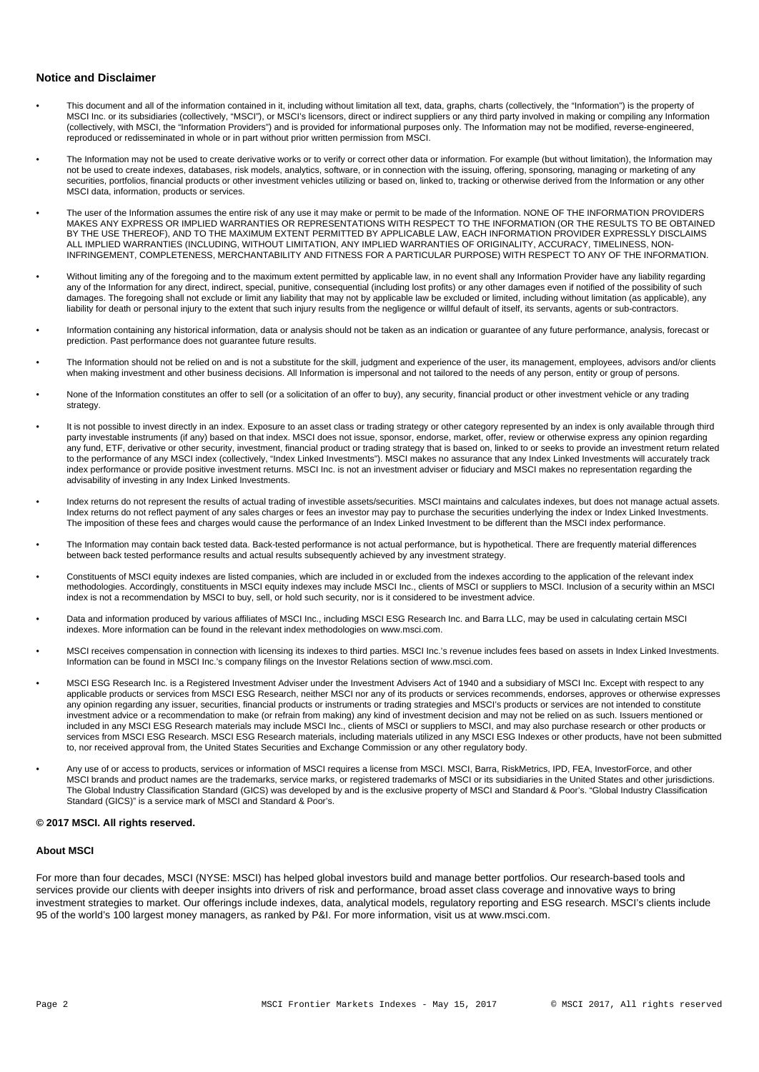**Notice and Disclaimer**

- This document and all of the information contained in it, including without limitation all text, data, graphs, charts (collectively, the "Information") is the property of MSCI Inc. or its subsidiaries (collectively, "MSCI"), or MSCI's licensors, direct or indirect suppliers or any third party involved in making or compiling any Information (collectively, with MSCI, the "Information Providers") and is provided for informational purposes only. The Information may not be modified, reverse-engineered, reproduced or redisseminated in whole or in part without prior written permission from MSCI.

- The Information may not be used to create derivative works or to verify or correct other data or information. For example (but without limitation), the Information may not be used to create indexes, databases, risk models, analytics, software, or in connection with the issuing, offering, sponsoring, managing or marketing of any securities, portfolios, financial products or other investment vehicles utilizing or based on, linked to, tracking or otherwise derived from the Information or any other MSCI data, information, products or services.

- The user of the Information assumes the entire risk of any use it may make or permit to be made of the Information. NONE OF THE INFORMATION PROVIDERS MAKES ANY EXPRESS OR IMPLIED WARRANTIES OR REPRESENTATIONS WITH RESPECT TO THE INFORMATION (OR THE RESULTS TO BE OBTAINED BY THE USE THEREOF), AND TO THE MAXIMUM EXTENT PERMITTED BY APPLICABLE LAW, EACH INFORMATION PROVIDER EXPRESSLY DISCLAIMS ALL IMPLIED WARRANTIES (INCLUDING, WITHOUT LIMITATION, ANY IMPLIED WARRANTIES OF ORIGINALITY, ACCURACY, TIMELINESS, NON-INFRINGEMENT, COMPLETENESS, MERCHANTABILITY AND FITNESS FOR A PARTICULAR PURPOSE) WITH RESPECT TO ANY OF THE INFORMATION.

- Without limiting any of the foregoing and to the maximum extent permitted by applicable law, in no event shall any Information Provider have any liability regarding any of the Information for any direct, indirect, special, punitive, consequential (including lost profits) or any other damages even if notified of the possibility of such damages. The foregoing shall not exclude or limit any liability that may not by applicable law be excluded or limited, including without limitation (as applicable), any liability for death or personal injury to the extent that such injury results from the negligence or willful default of itself, its servants, agents or sub-contractors.

- Information containing any historical information, data or analysis should not be taken as an indication or guarantee of any future performance, analysis, forecast or prediction. Past performance does not guarantee future results.

- The Information should not be relied on and is not a substitute for the skill, judgment and experience of the user, its management, employees, advisors and/or clients when making investment and other business decisions. All Information is impersonal and not tailored to the needs of any person, entity or group of persons.

- None of the Information constitutes an offer to sell (or a solicitation of an offer to buy), any security, financial product or other investment vehicle or any trading strategy.

- It is not possible to invest directly in an index. Exposure to an asset class or trading strategy or other category represented by an index is only available through third party investable instruments (if any) based on that index. MSCI does not issue, sponsor, endorse, market, offer, review or otherwise express any opinion regarding any fund, ETF, derivative or other security, investment, financial product or trading strategy that is based on, linked to or seeks to provide an investment return related to the performance of any MSCI index (collectively, "Index Linked Investments"). MSCI makes no assurance that any Index Linked Investments will accurately track index performance or provide positive investment returns. MSCI Inc. is not an investment adviser or fiduciary and MSCI makes no representation regarding the advisability of investing in any Index Linked Investments.

- Index returns do not represent the results of actual trading of investible assets/securities. MSCI maintains and calculates indexes, but does not manage actual assets. Index returns do not reflect payment of any sales charges or fees an investor may pay to purchase the securities underlying the index or Index Linked Investments. The imposition of these fees and charges would cause the performance of an Index Linked Investment to be different than the MSCI index performance.

- The Information may contain back tested data. Back-tested performance is not actual performance, but is hypothetical. There are frequently material differences between back tested performance results and actual results subsequently achieved by any investment strategy.

- Constituents of MSCI equity indexes are listed companies, which are included in or excluded from the indexes according to the application of the relevant index methodologies. Accordingly, constituents in MSCI equity indexes may include MSCI Inc., clients of MSCI or suppliers to MSCI. Inclusion of a security within an MSCI index is not a recommendation by MSCI to buy, sell, or hold such security, nor is it considered to be investment advice.

- Data and information produced by various affiliates of MSCI Inc., including MSCI ESG Research Inc. and Barra LLC, may be used in calculating certain MSCI indexes. More information can be found in the relevant index methodologies on www.msci.com.

- MSCI receives compensation in connection with licensing its indexes to third parties. MSCI Inc.'s revenue includes fees based on assets in Index Linked Investments. Information can be found in MSCI Inc.'s company filings on the Investor Relations section of www.msci.com.

- MSCI ESG Research Inc. is a Registered Investment Adviser under the Investment Advisers Act of 1940 and a subsidiary of MSCI Inc. Except with respect to any applicable products or services from MSCI ESG Research, neither MSCI nor any of its products or services recommends, endorses, approves or otherwise expresses any opinion regarding any issuer, securities, financial products or instruments or trading strategies and MSCI's products or services are not intended to constitute investment advice or a recommendation to make (or refrain from making) any kind of investment decision and may not be relied on as such. Issuers mentioned or included in any MSCI ESG Research materials may include MSCI Inc., clients of MSCI or suppliers to MSCI, and may also purchase research or other products or services from MSCI ESG Research. MSCI ESG Research materials, including materials utilized in any MSCI ESG Indexes or other products, have not been submitted to, nor received approval from, the United States Securities and Exchange Commission or any other regulatory body.

- Any use of or access to products, services or information of MSCI requires a license from MSCI. MSCI, Barra, RiskMetrics, IPD, FEA, InvestorForce, and other MSCI brands and product names are the trademarks, service marks, or registered trademarks of MSCI or its subsidiaries in the United States and other jurisdictions. The Global Industry Classification Standard (GICS) was developed by and is the exclusive property of MSCI and Standard & Poor's. "Global Industry Classification Standard (GICS)" is a service mark of MSCI and Standard & Poor's.

**© 2017 MSCI. All rights reserved.**

**About MSCI**

For more than four decades, MSCI (NYSE: MSCI) has helped global investors build and manage better portfolios. Our research-based tools and services provide our clients with deeper insights into drivers of risk and performance, broad asset class coverage and innovative ways to bring investment strategies to market. Our offerings include indexes, data, analytical models, regulatory reporting and ESG research. MSCI's clients include 95 of the world's 100 largest money managers, as ranked by P&I. For more information, visit us at www.msci.com.